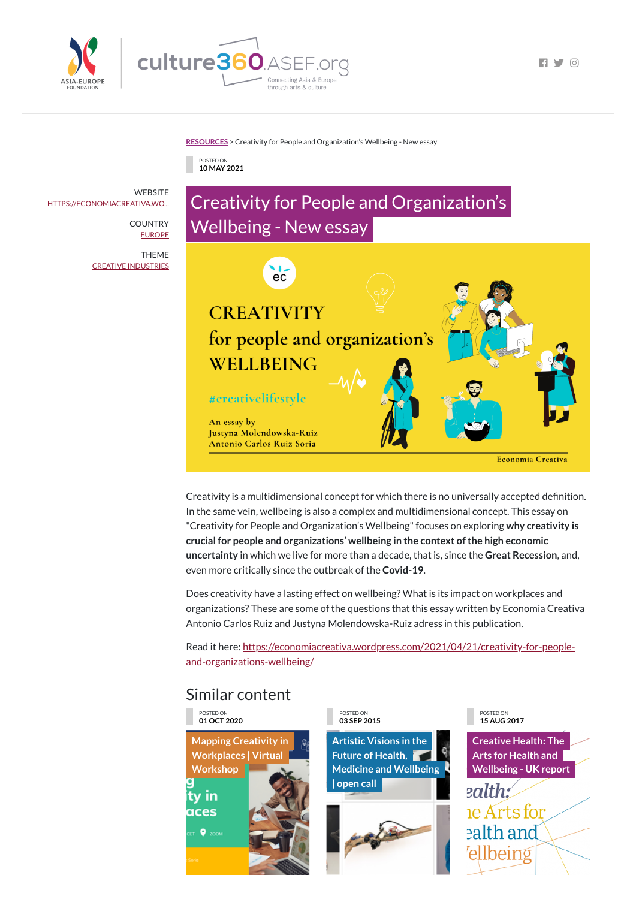RESOURCES > Creativity for People and Organization's Wellbeing - New essay

POSTED ON
10 MAY 2021

WEBSITE
HTTPS://ECONOMIACREATIVA.WO...

COUNTRY
EUROPE

THEME
CREATIVE INDUSTRIES

# Creativity for People and Organization's Wellbeing - New essay

Creativity is a multidimensional concept for which there is no universally accepted definition. In the same vein, wellbeing is also a complex and multidimensional concept. This essay on "Creativity for People and Organization's Wellbeing" focuses on exploring **why creativity is crucial for people and organizations' wellbeing in the context of the high economic uncertainty** in which we live for more than a decade, that is, since the **Great Recession**, and, even more critically since the outbreak of the **Covid-19**.

Does creativity have a lasting effect on wellbeing? What is its impact on workplaces and organizations? These are some of the questions that this essay written by Economia Creativa Antonio Carlos Ruiz and Justyna Molendowska-Ruiz adress in this publication.

Read it here: https://economiacreativa.wordpress.com/2021/04/21/creativity-for-people-and-organizations-wellbeing/

## Similar content

POSTED ON
01 OCT 2020

Mapping Creativity in Workplaces | Virtual Workshop

POSTED ON
03 SEP 2015

Artistic Visions in the Future of Health, Medicine and Wellbeing | open call

POSTED ON
15 AUG 2017

Creative Health: The Arts for Health and Wellbeing - UK report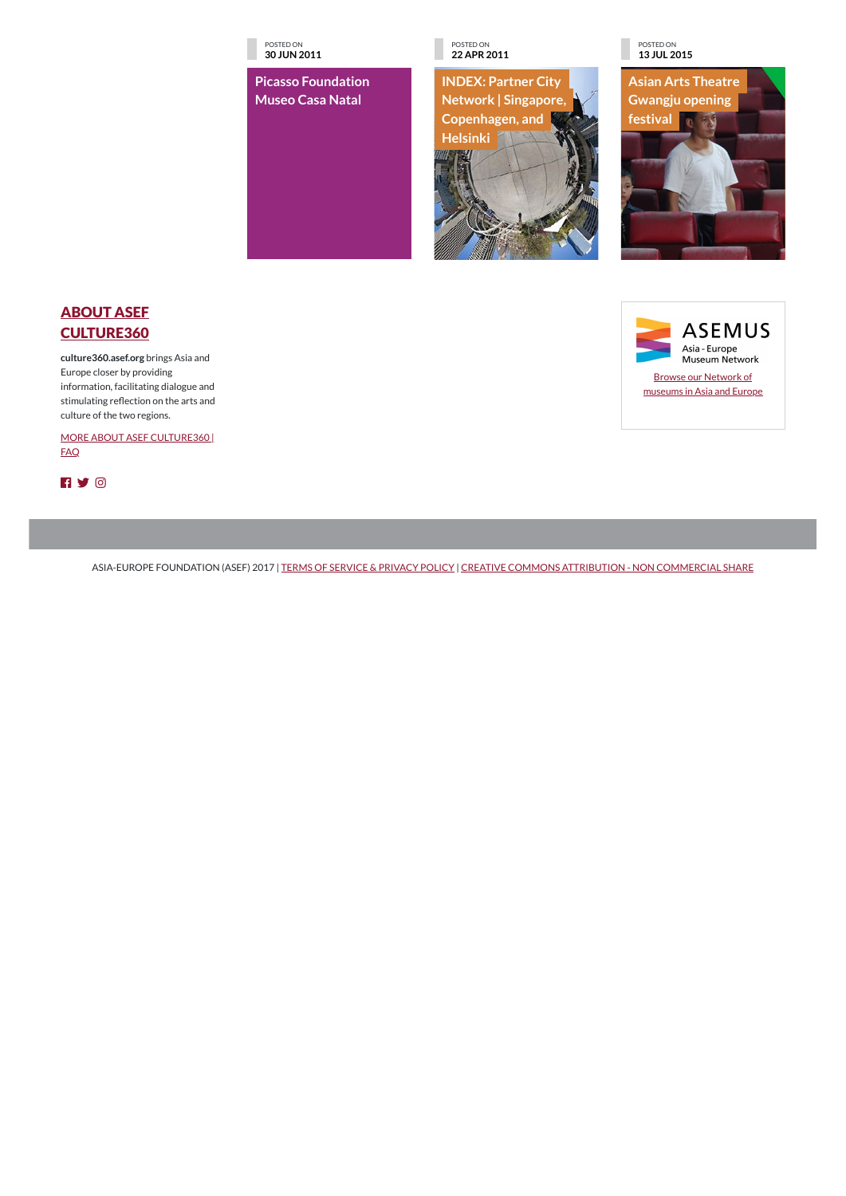POSTED ON
30 JUN 2011

Picasso Foundation Museo Casa Natal

POSTED ON
22 APR 2011

INDEX: Partner City Network | Singapore, Copenhagen, and Helsinki

POSTED ON
13 JUL 2015

Asian Arts Theatre Gwangju opening festival

## ABOUT ASEF CULTURE360

**culture360.asef.org** brings Asia and Europe closer by providing information, facilitating dialogue and stimulating reflection on the arts and culture of the two regions.

MORE ABOUT ASEF CULTURE360 | FAQ

ASEMUS
Asia - Europe
Museum Network

Browse our Network of museums in Asia and Europe

ASIA-EUROPE FOUNDATION (ASEF) 2017 | TERMS OF SERVICE & PRIVACY POLICY | CREATIVE COMMONS ATTRIBUTION - NON COMMERCIAL SHARE